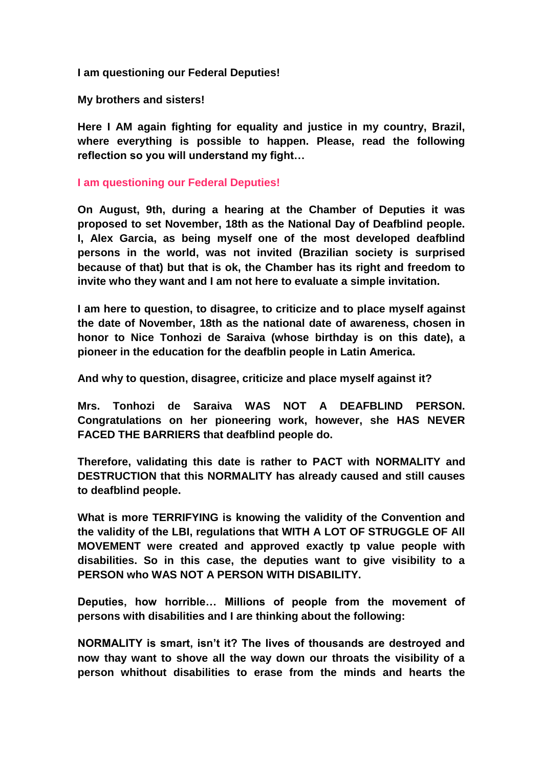**I am questioning our Federal Deputies!**

**My brothers and sisters!**

**Here I AM again fighting for equality and justice in my country, Brazil, where everything is possible to happen. Please, read the following reflection so you will understand my fight…**

**I am questioning our Federal Deputies!**

**On August, 9th, during a hearing at the Chamber of Deputies it was proposed to set November, 18th as the National Day of Deafblind people. I, Alex Garcia, as being myself one of the most developed deafblind persons in the world, was not invited (Brazilian society is surprised because of that) but that is ok, the Chamber has its right and freedom to invite who they want and I am not here to evaluate a simple invitation.**

**I am here to question, to disagree, to criticize and to place myself against the date of November, 18th as the national date of awareness, chosen in honor to Nice Tonhozi de Saraiva (whose birthday is on this date), a pioneer in the education for the deafblin people in Latin America.**

**And why to question, disagree, criticize and place myself against it?**

**Mrs. Tonhozi de Saraiva WAS NOT A DEAFBLIND PERSON. Congratulations on her pioneering work, however, she HAS NEVER FACED THE BARRIERS that deafblind people do.**

**Therefore, validating this date is rather to PACT with NORMALITY and DESTRUCTION that this NORMALITY has already caused and still causes to deafblind people.**

**What is more TERRIFYING is knowing the validity of the Convention and the validity of the LBI, regulations that WITH A LOT OF STRUGGLE OF All MOVEMENT were created and approved exactly tp value people with disabilities. So in this case, the deputies want to give visibility to a PERSON who WAS NOT A PERSON WITH DISABILITY.**

**Deputies, how horrible… Millions of people from the movement of persons with disabilities and I are thinking about the following:**

**NORMALITY is smart, isn't it? The lives of thousands are destroyed and now thay want to shove all the way down our throats the visibility of a person whithout disabilities to erase from the minds and hearts the**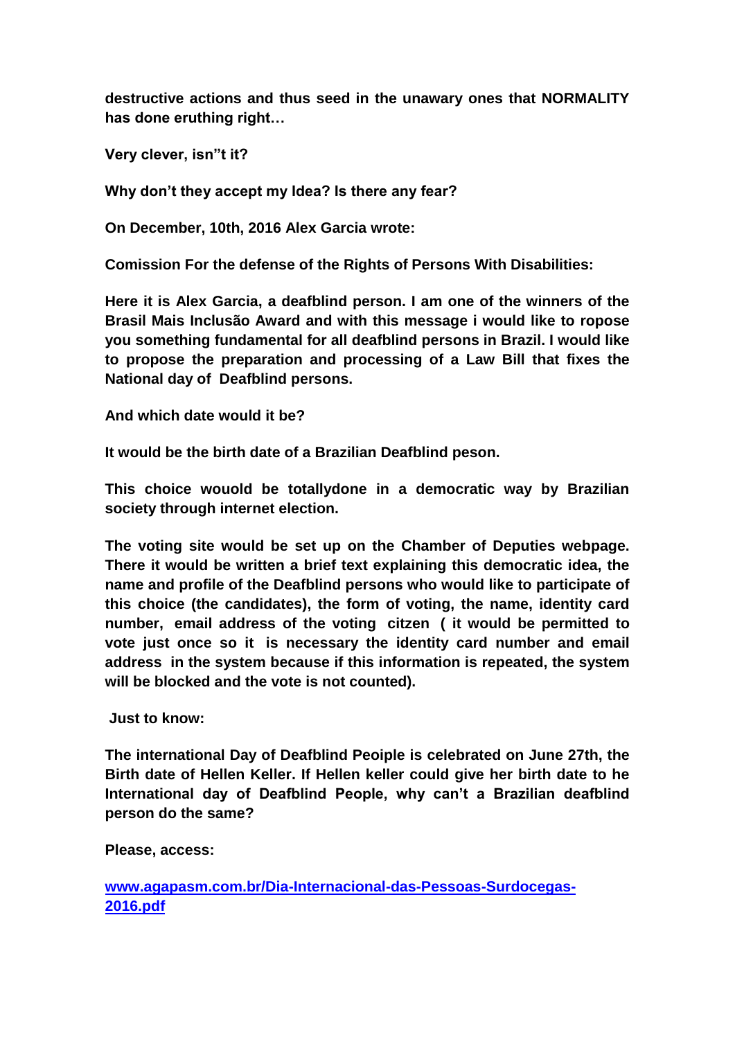**destructive actions and thus seed in the unawary ones that NORMALITY has done eruthing right…**

**Very clever, isn"t it?**

**Why don't they accept my Idea? Is there any fear?**

**On December, 10th, 2016 Alex Garcia wrote:**

**Comission For the defense of the Rights of Persons With Disabilities:**

**Here it is Alex Garcia, a deafblind person. I am one of the winners of the Brasil Mais Inclusão Award and with this message i would like to ropose you something fundamental for all deafblind persons in Brazil. I would like to propose the preparation and processing of a Law Bill that fixes the National day of Deafblind persons.**

**And which date would it be?**

**It would be the birth date of a Brazilian Deafblind peson.**

**This choice wouold be totallydone in a democratic way by Brazilian society through internet election.**

**The voting site would be set up on the Chamber of Deputies webpage. There it would be written a brief text explaining this democratic idea, the name and profile of the Deafblind persons who would like to participate of this choice (the candidates), the form of voting, the name, identity card number, email address of the voting citzen ( it would be permitted to vote just once so it is necessary the identity card number and email address in the system because if this information is repeated, the system will be blocked and the vote is not counted).**

**Just to know:**

**The international Day of Deafblind Peoiple is celebrated on June 27th, the Birth date of Hellen Keller. If Hellen keller could give her birth date to he International day of Deafblind People, why can't a Brazilian deafblind person do the same?**

**Please, access:**

**www.agapasm.com.br/Dia-Internacional-das-Pessoas-Surdocegas-2016.pdf**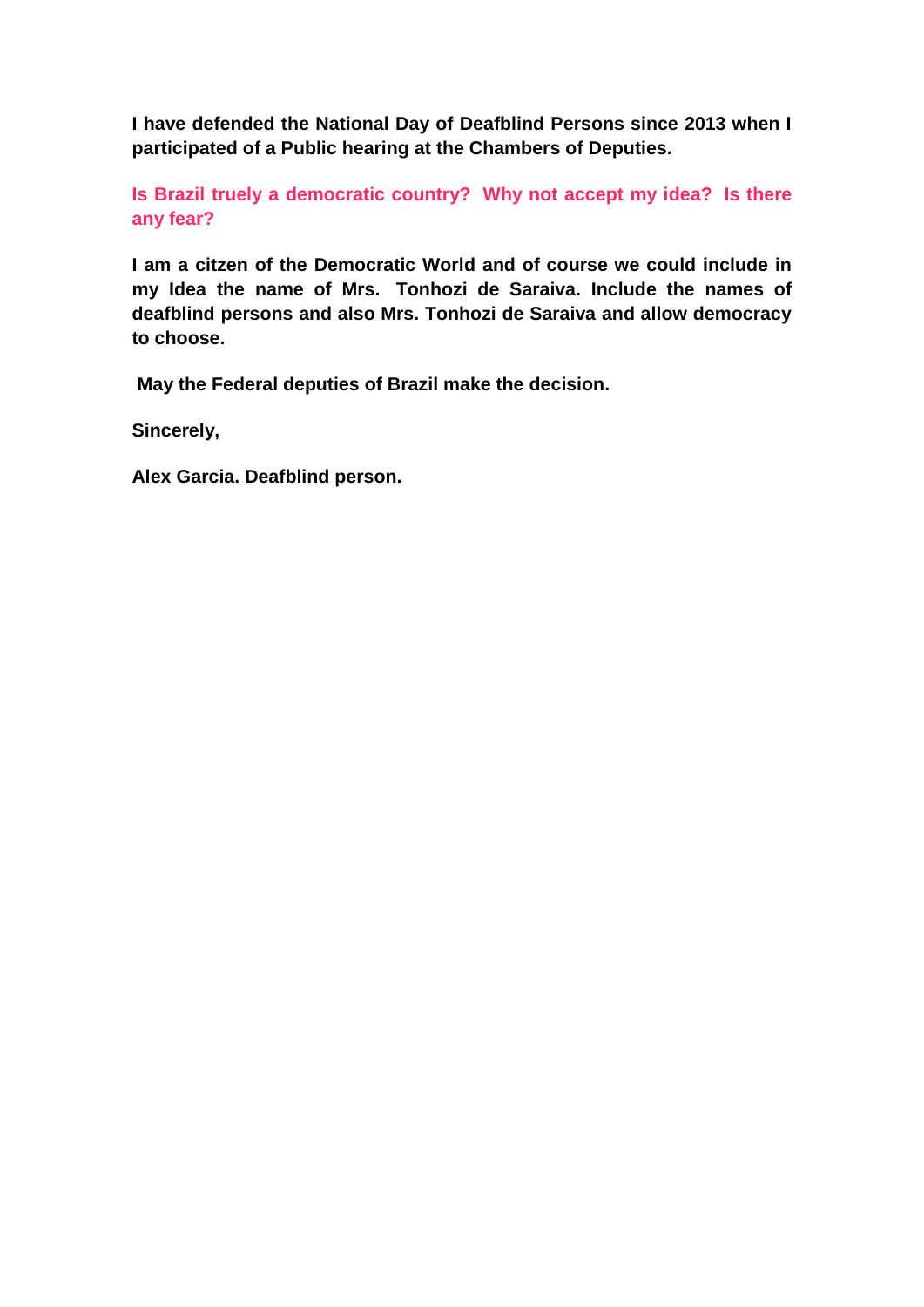**I have defended the National Day of Deafblind Persons since 2013 when I participated of a Public hearing at the Chambers of Deputies.**

**Is Brazil truely a democratic country? Why not accept my idea? Is there any fear?**

**I am a citzen of the Democratic World and of course we could include in my Idea the name of Mrs. Tonhozi de Saraiva. Include the names of deafblind persons and also Mrs. Tonhozi de Saraiva and allow democracy to choose.**

**May the Federal deputies of Brazil make the decision.**

**Sincerely,**

**Alex Garcia. Deafblind person.**